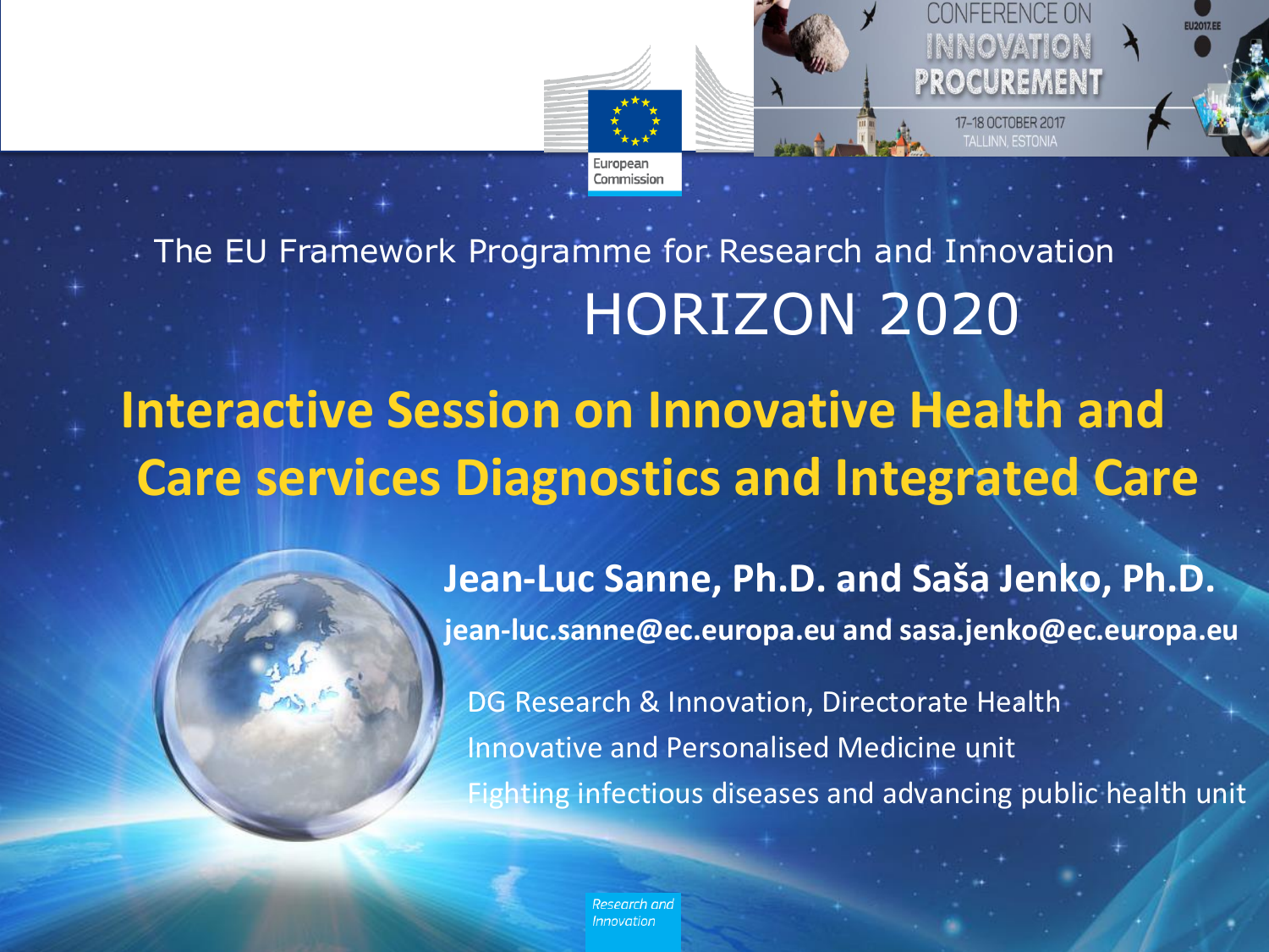European Commission

CONFERENCE ON INNOVATION PROCUREMENT

17–18 OCTOBER 2017
TALLINN, ESTONIA

The EU Framework Programme for Research and Innovation

# HORIZON 2020

# Interactive Session on Innovative Health and Care services Diagnostics and Integrated Care

**Jean-Luc Sanne, Ph.D. and Saša Jenko, Ph.D.**

**jean-luc.sanne@ec.europa.eu and sasa.jenko@ec.europa.eu**

DG Research & Innovation, Directorate Health
Innovative and Personalised Medicine unit
Fighting infectious diseases and advancing public health unit

*Research and Innovation*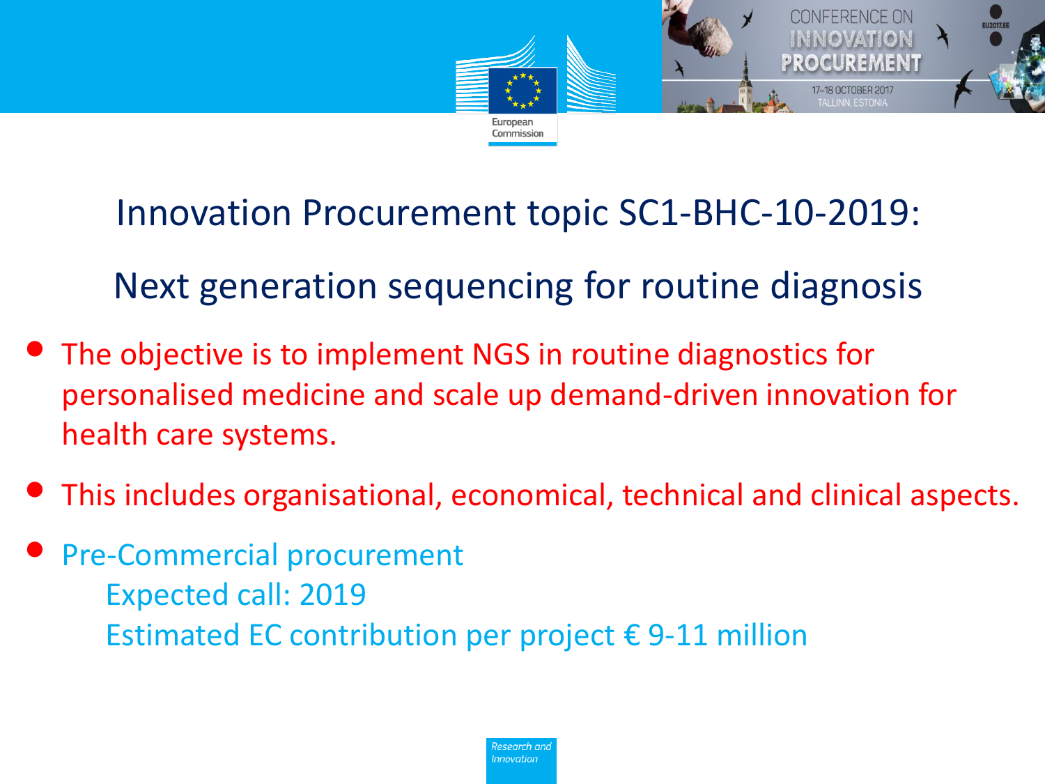## Innovation Procurement topic SC1-BHC-10-2019:

## Next generation sequencing for routine diagnosis

- The objective is to implement NGS in routine diagnostics for personalised medicine and scale up demand-driven innovation for health care systems.
- This includes organisational, economical, technical and clinical aspects.
- Pre-Commercial procurement
  - Expected call: 2019
  - Estimated EC contribution per project € 9-11 million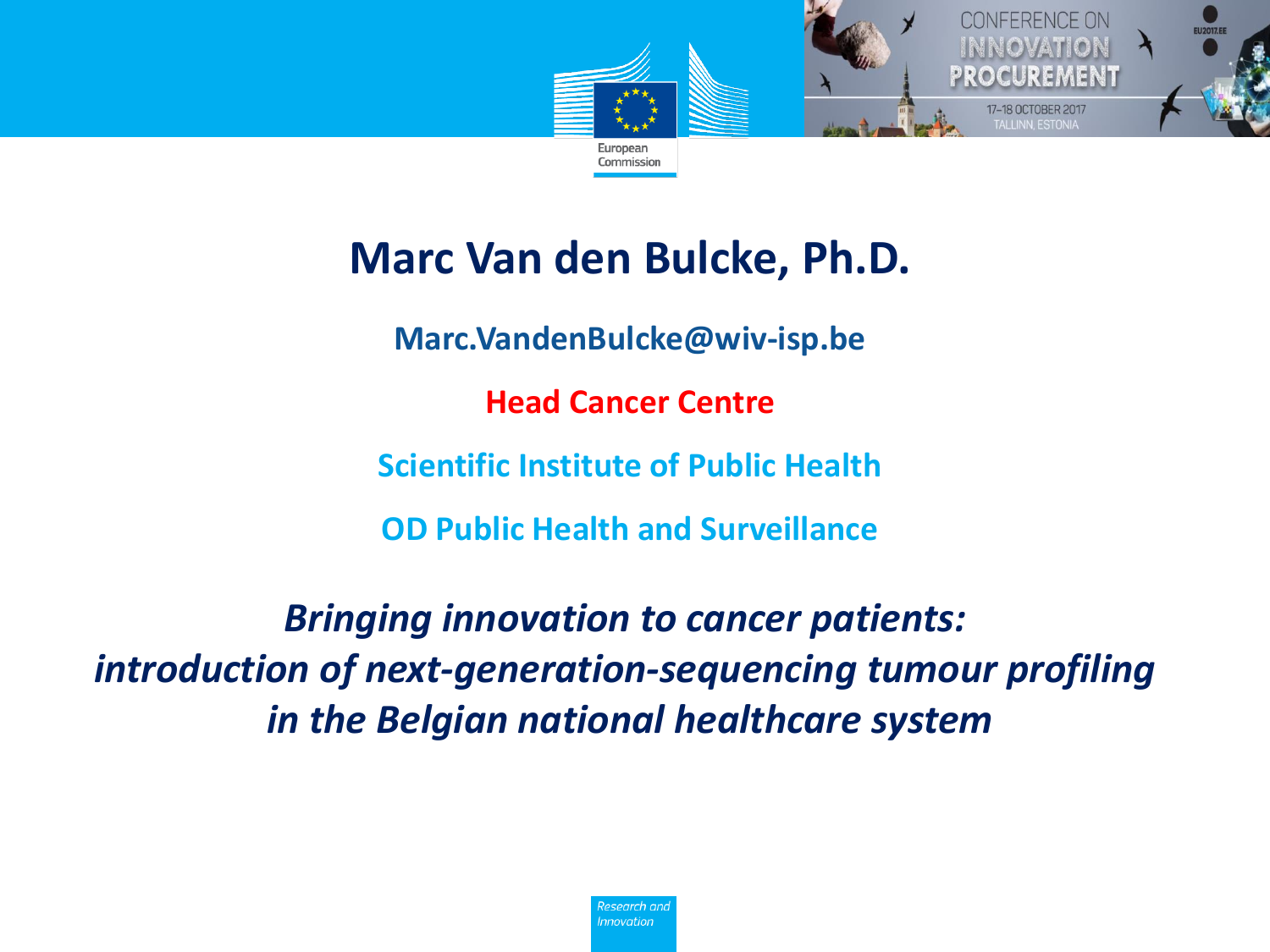# Marc Van den Bulcke, Ph.D.

**Marc.VandenBulcke@wiv-isp.be**

**Head Cancer Centre**

**Scientific Institute of Public Health**

**OD Public Health and Surveillance**

***Bringing innovation to cancer patients: introduction of next-generation-sequencing tumour profiling in the Belgian national healthcare system***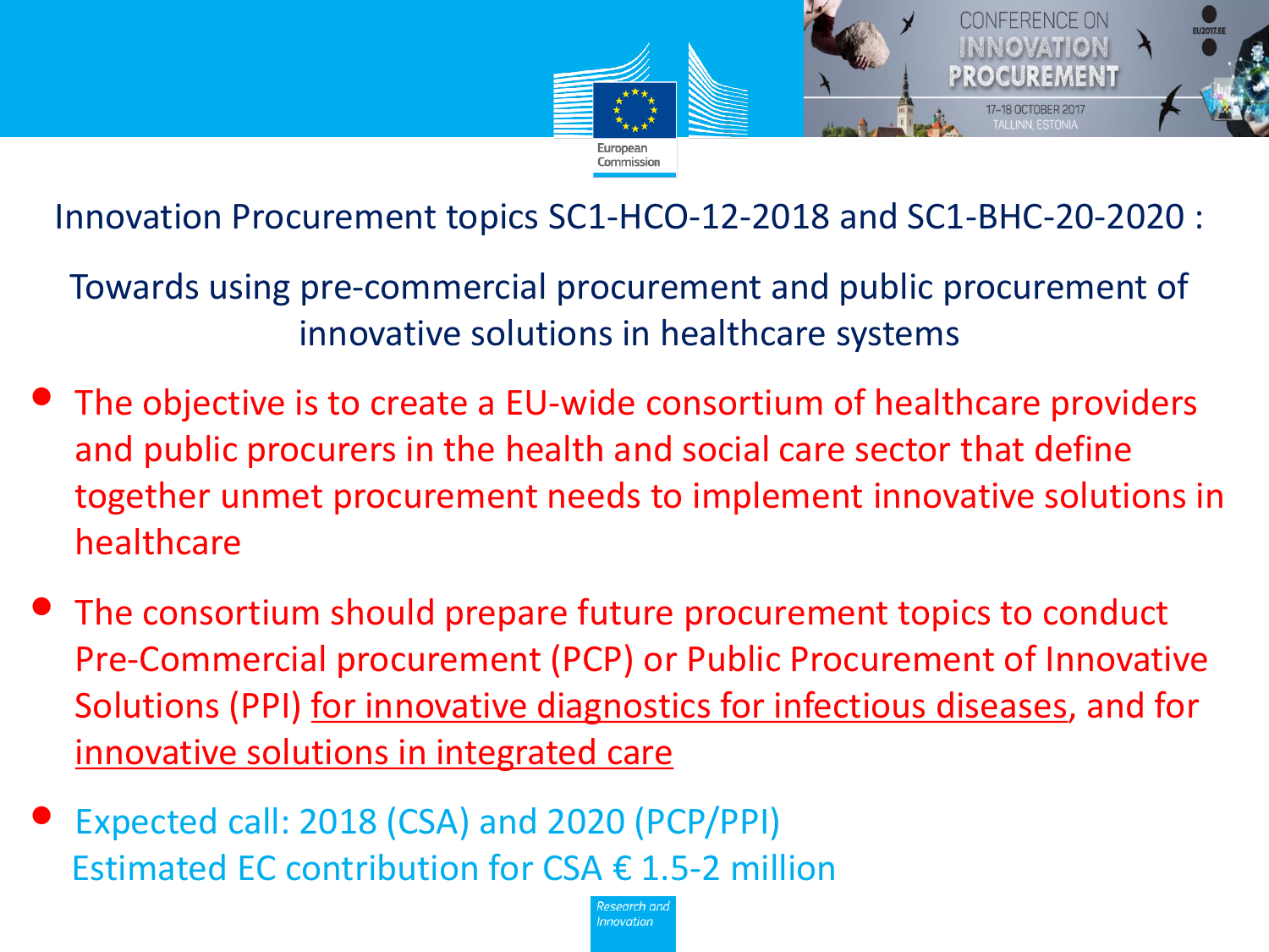## Innovation Procurement topics SC1-HCO-12-2018 and SC1-BHC-20-2020 :

### Towards using pre-commercial procurement and public procurement of innovative solutions in healthcare systems

- The objective is to create a EU-wide consortium of healthcare providers and public procurers in the health and social care sector that define together unmet procurement needs to implement innovative solutions in healthcare
- The consortium should prepare future procurement topics to conduct Pre-Commercial procurement (PCP) or Public Procurement of Innovative Solutions (PPI) <u>for innovative diagnostics for infectious diseases</u>, and for <u>innovative solutions in integrated care</u>
- Expected call: 2018 (CSA) and 2020 (PCP/PPI)
  Estimated EC contribution for CSA € 1.5-2 million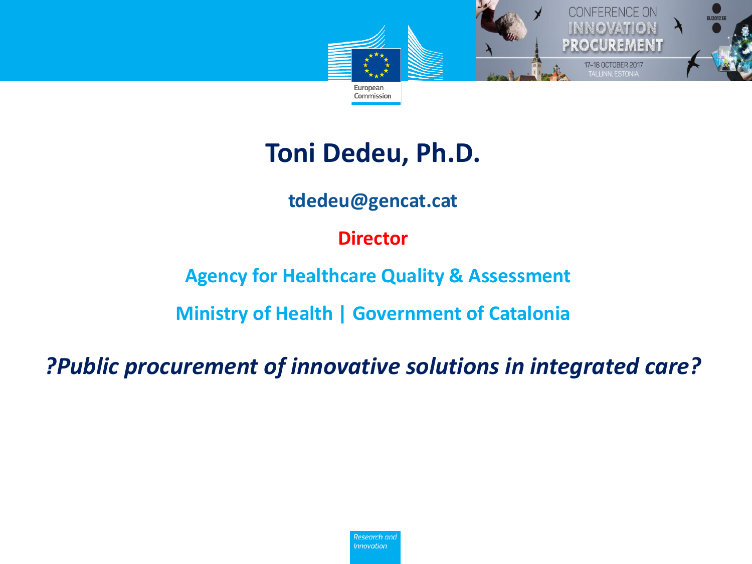# Toni Dedeu, Ph.D.

**tdedeu@gencat.cat**

**Director**

**Agency for Healthcare Quality & Assessment**

**Ministry of Health | Government of Catalonia**

***?Public procurement of innovative solutions in integrated care?***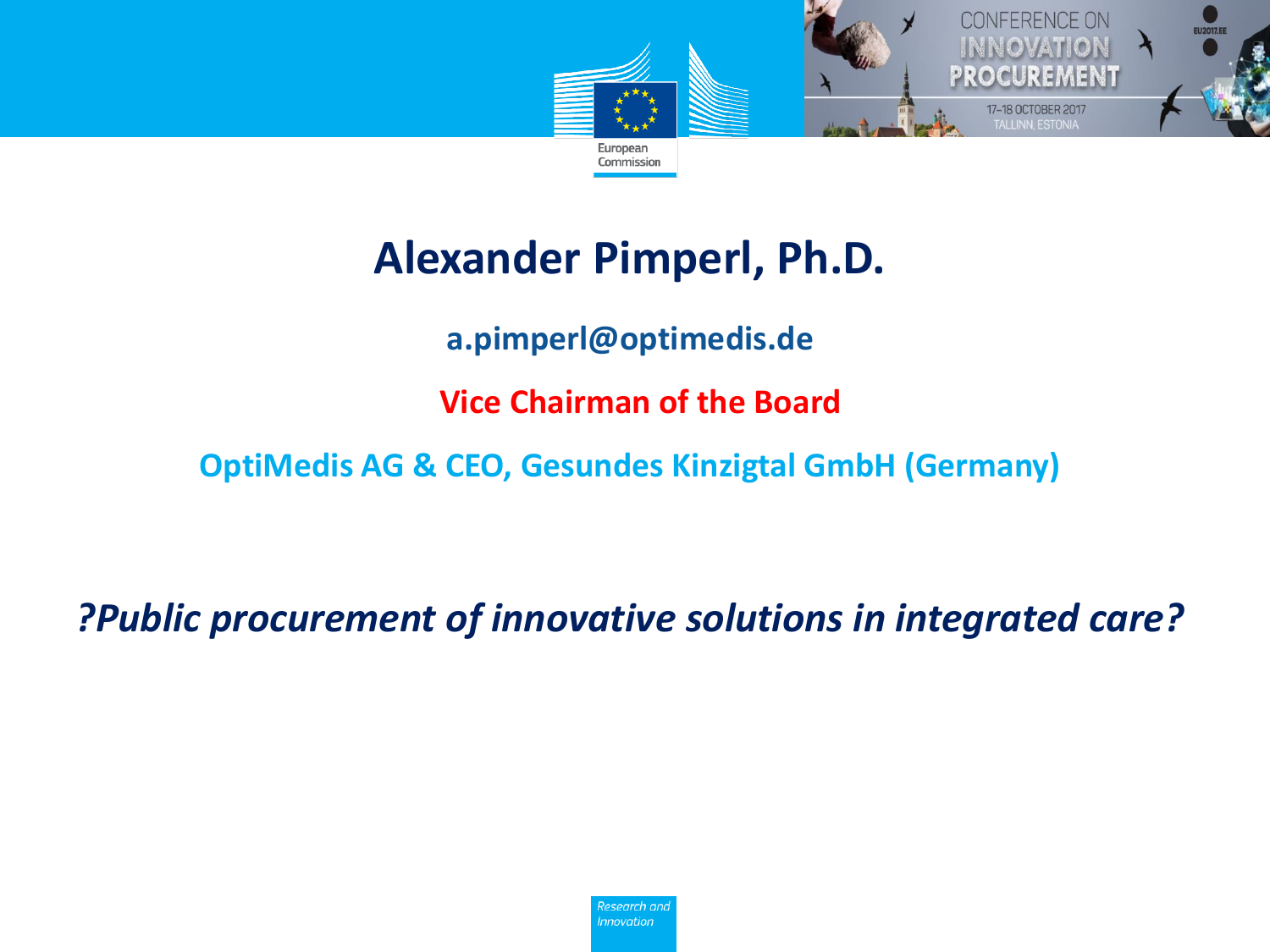# Alexander Pimperl, Ph.D.

**a.pimperl@optimedis.de**

**Vice Chairman of the Board**

**OptiMedis AG & CEO, Gesundes Kinzigtal GmbH (Germany)**

***?Public procurement of innovative solutions in integrated care?***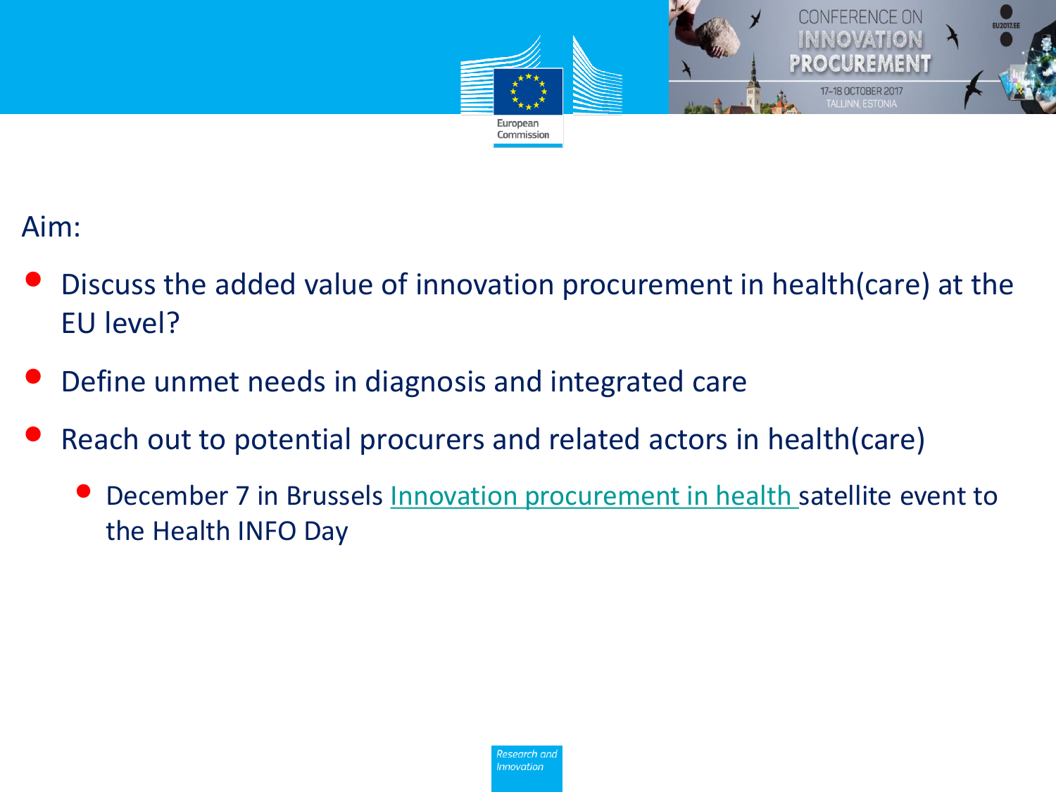Aim:

- Discuss the added value of innovation procurement in health(care) at the EU level?
- Define unmet needs in diagnosis and integrated care
- Reach out to potential procurers and related actors in health(care)
  - December 7 in Brussels Innovation procurement in health satellite event to the Health INFO Day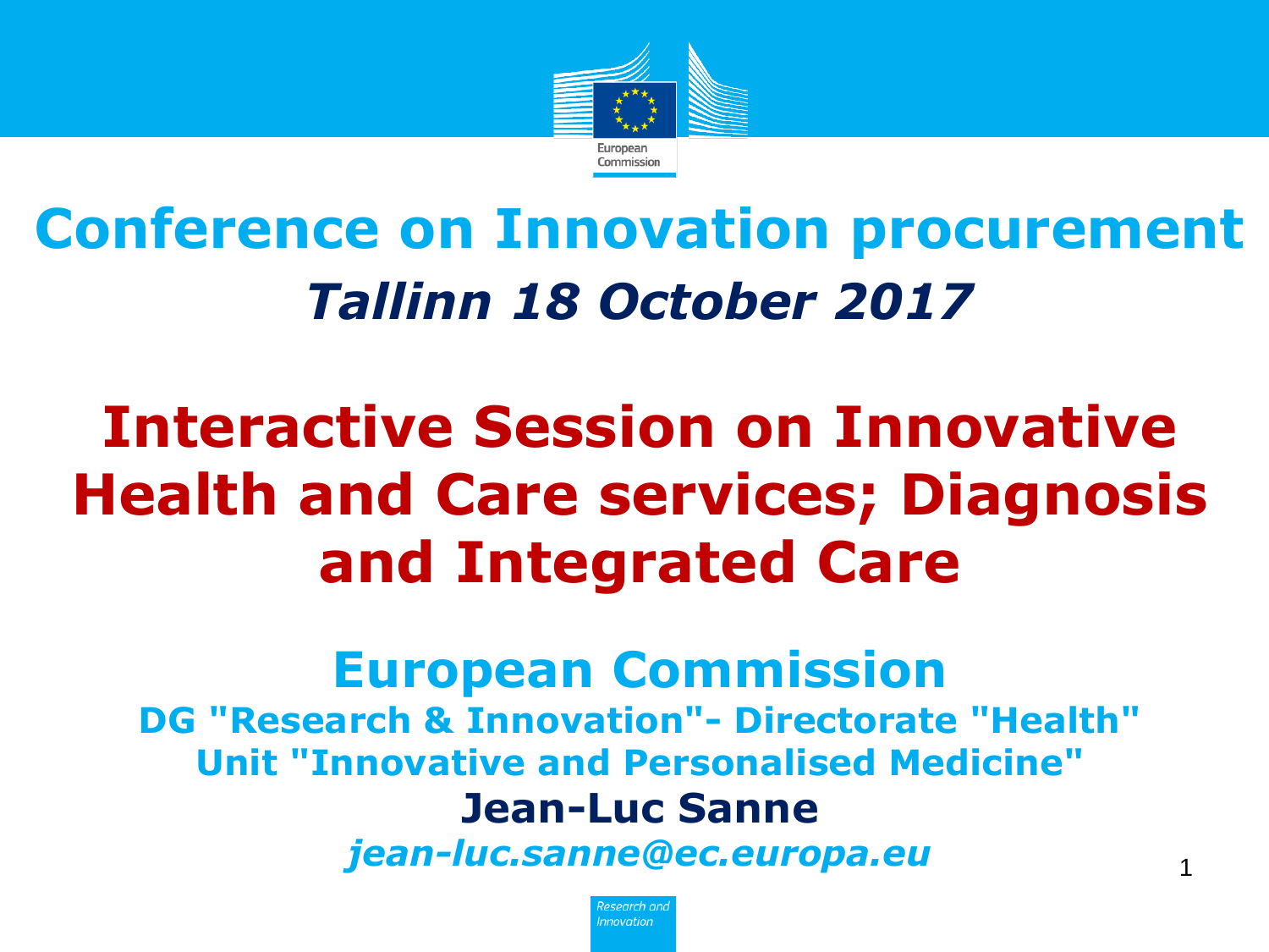# Conference on Innovation procurement

***Tallinn 18 October 2017***

# Interactive Session on Innovative Health and Care services; Diagnosis and Integrated Care

## European Commission

**DG "Research & Innovation"- Directorate "Health"**
**Unit "Innovative and Personalised Medicine"**

**Jean-Luc Sanne**

***jean-luc.sanne@ec.europa.eu***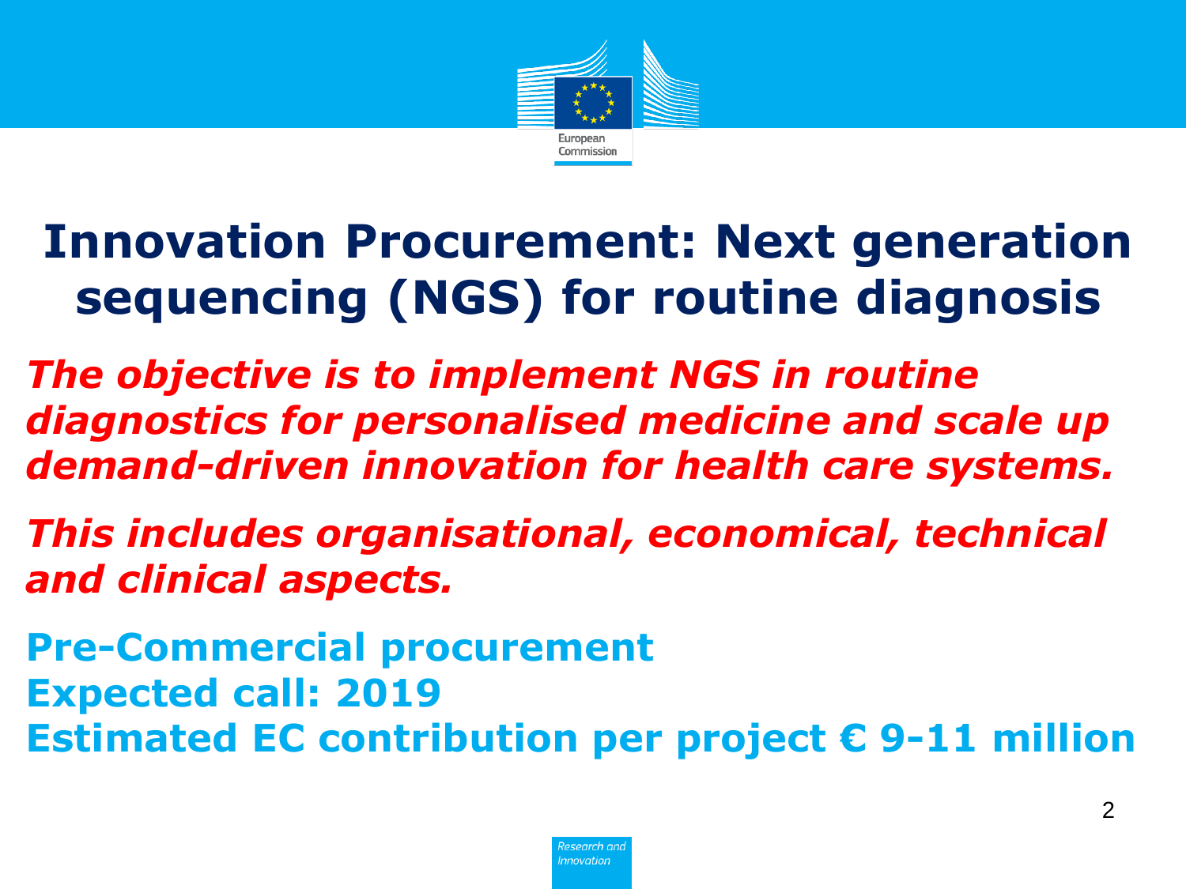# Innovation Procurement: Next generation sequencing (NGS) for routine diagnosis

***The objective is to implement NGS in routine diagnostics for personalised medicine and scale up demand-driven innovation for health care systems.***

***This includes organisational, economical, technical and clinical aspects.***

**Pre-Commercial procurement**
**Expected call: 2019**
**Estimated EC contribution per project € 9-11 million**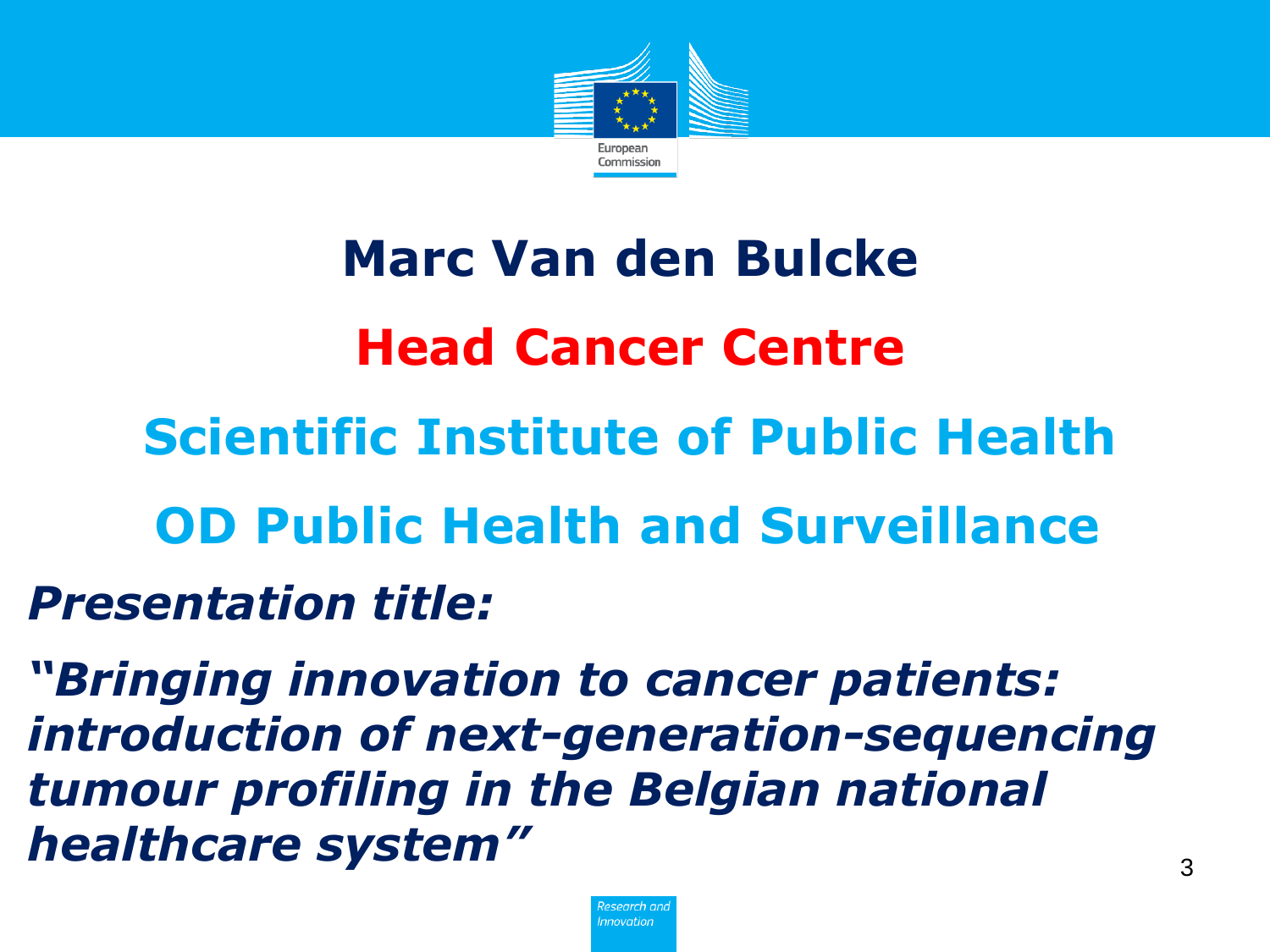European Commission

# Marc Van den Bulcke

## Head Cancer Centre

## Scientific Institute of Public Health

## OD Public Health and Surveillance

***Presentation title:***

***"Bringing innovation to cancer patients: introduction of next-generation-sequencing tumour profiling in the Belgian national healthcare system"***

Research and Innovation